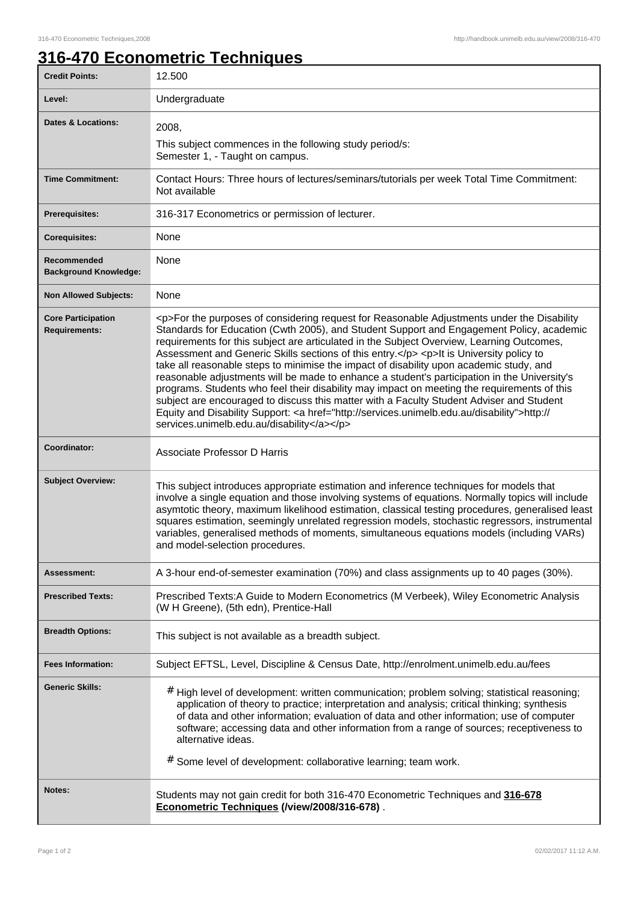# 316-470 Econometric Techniques

| | |
|---|---|
| **Credit Points:** | 12.500 |
| **Level:** | Undergraduate |
| **Dates & Locations:** | 2008,<br>This subject commences in the following study period/s:<br>Semester 1, - Taught on campus. |
| **Time Commitment:** | Contact Hours: Three hours of lectures/seminars/tutorials per week Total Time Commitment: Not available |
| **Prerequisites:** | 316-317 Econometrics or permission of lecturer. |
| **Corequisites:** | None |
| **Recommended Background Knowledge:** | None |
| **Non Allowed Subjects:** | None |
| **Core Participation Requirements:** | <p>For the purposes of considering request for Reasonable Adjustments under the Disability Standards for Education (Cwth 2005), and Student Support and Engagement Policy, academic requirements for this subject are articulated in the Subject Overview, Learning Outcomes, Assessment and Generic Skills sections of this entry.</p> <p>It is University policy to take all reasonable steps to minimise the impact of disability upon academic study, and reasonable adjustments will be made to enhance a student's participation in the University's programs. Students who feel their disability may impact on meeting the requirements of this subject are encouraged to discuss this matter with a Faculty Student Adviser and Student Equity and Disability Support: <a href="http://services.unimelb.edu.au/disability">http://services.unimelb.edu.au/disability</a></p> |
| **Coordinator:** | Associate Professor D Harris |
| **Subject Overview:** | This subject introduces appropriate estimation and inference techniques for models that involve a single equation and those involving systems of equations. Normally topics will include asymtotic theory, maximum likelihood estimation, classical testing procedures, generalised least squares estimation, seemingly unrelated regression models, stochastic regressors, instrumental variables, generalised methods of moments, simultaneous equations models (including VARs) and model-selection procedures. |
| **Assessment:** | A 3-hour end-of-semester examination (70%) and class assignments up to 40 pages (30%). |
| **Prescribed Texts:** | Prescribed Texts:A Guide to Modern Econometrics (M Verbeek), Wiley Econometric Analysis (W H Greene), (5th edn), Prentice-Hall |
| **Breadth Options:** | This subject is not available as a breadth subject. |
| **Fees Information:** | Subject EFTSL, Level, Discipline & Census Date, http://enrolment.unimelb.edu.au/fees |
| **Generic Skills:** | # High level of development: written communication; problem solving; statistical reasoning; application of theory to practice; interpretation and analysis; critical thinking; synthesis of data and other information; evaluation of data and other information; use of computer software; accessing data and other information from a range of sources; receptiveness to alternative ideas.<br># Some level of development: collaborative learning; team work. |
| **Notes:** | Students may not gain credit for both 316-470 Econometric Techniques and **316-678 Econometric Techniques (/view/2008/316-678)** . |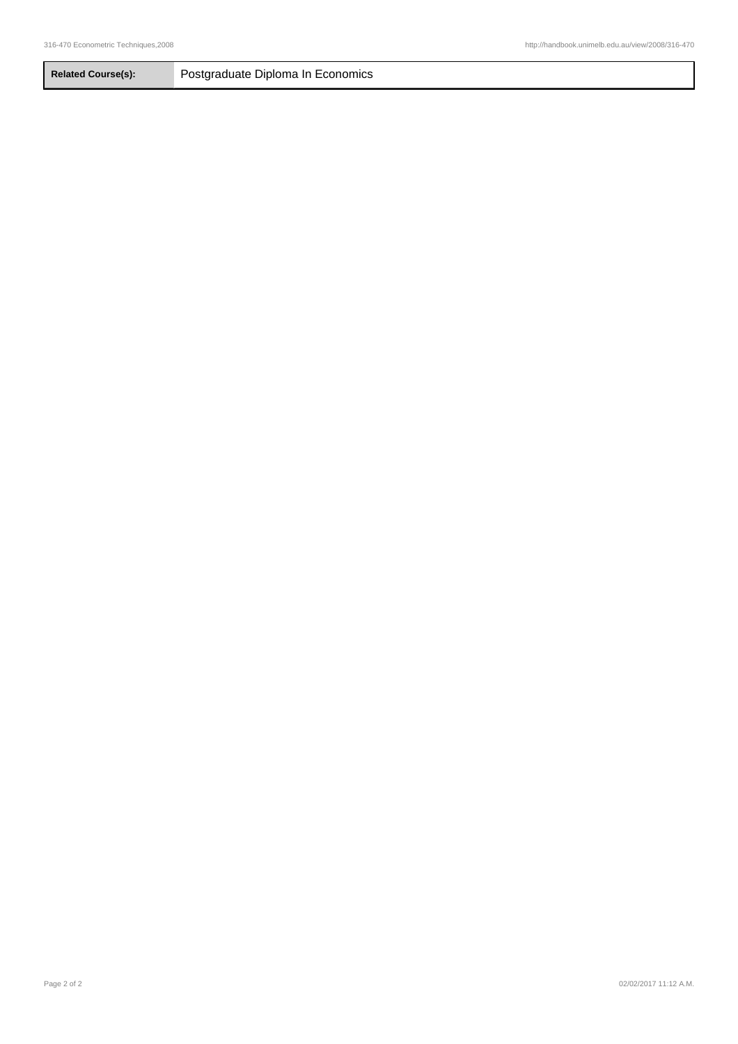| | |
|---|---|
| **Related Course(s):** | Postgraduate Diploma In Economics |